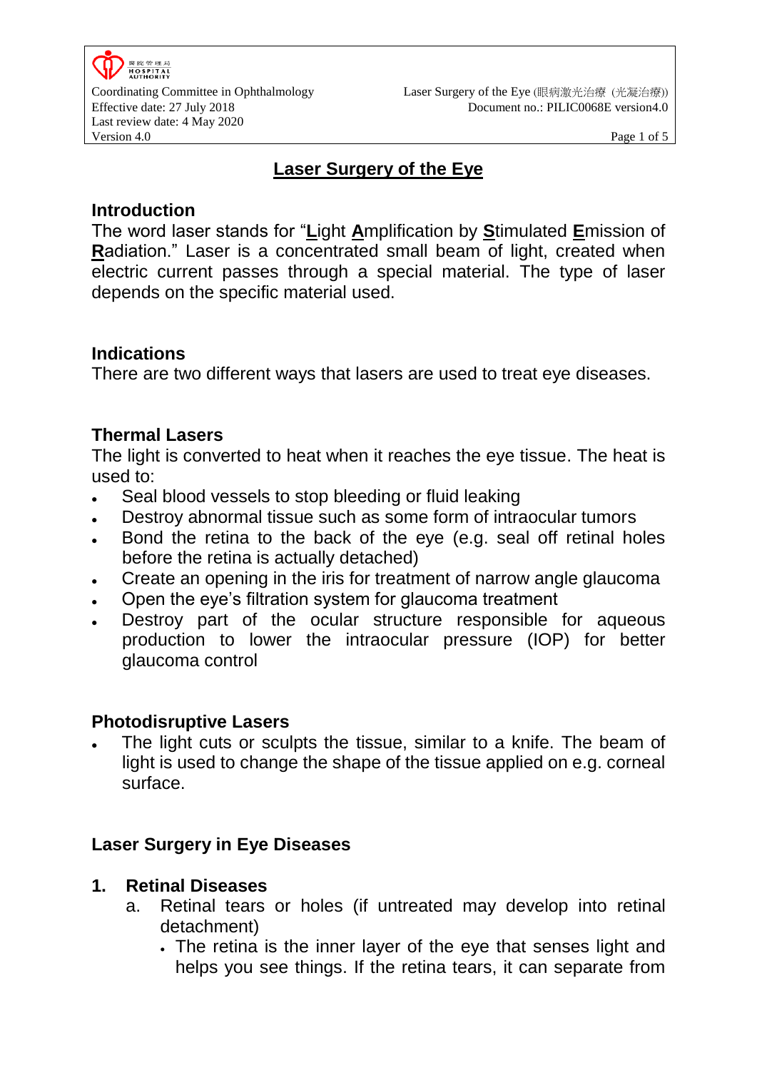# Laser Surgery of the Eye

## Introduction

The word laser stands for "**L**ight **A**mplification by **S**timulated **E**mission of **R**adiation." Laser is a concentrated small beam of light, created when electric current passes through a special material. The type of laser depends on the specific material used.

## Indications

There are two different ways that lasers are used to treat eye diseases.

## Thermal Lasers

The light is converted to heat when it reaches the eye tissue. The heat is used to:

- Seal blood vessels to stop bleeding or fluid leaking
- Destroy abnormal tissue such as some form of intraocular tumors
- Bond the retina to the back of the eye (e.g. seal off retinal holes before the retina is actually detached)
- Create an opening in the iris for treatment of narrow angle glaucoma
- Open the eye's filtration system for glaucoma treatment
- Destroy part of the ocular structure responsible for aqueous production to lower the intraocular pressure (IOP) for better glaucoma control

## Photodisruptive Lasers

- The light cuts or sculpts the tissue, similar to a knife. The beam of light is used to change the shape of the tissue applied on e.g. corneal surface.

## Laser Surgery in Eye Diseases

### 1. Retinal Diseases

a. Retinal tears or holes (if untreated may develop into retinal detachment)

- The retina is the inner layer of the eye that senses light and helps you see things. If the retina tears, it can separate from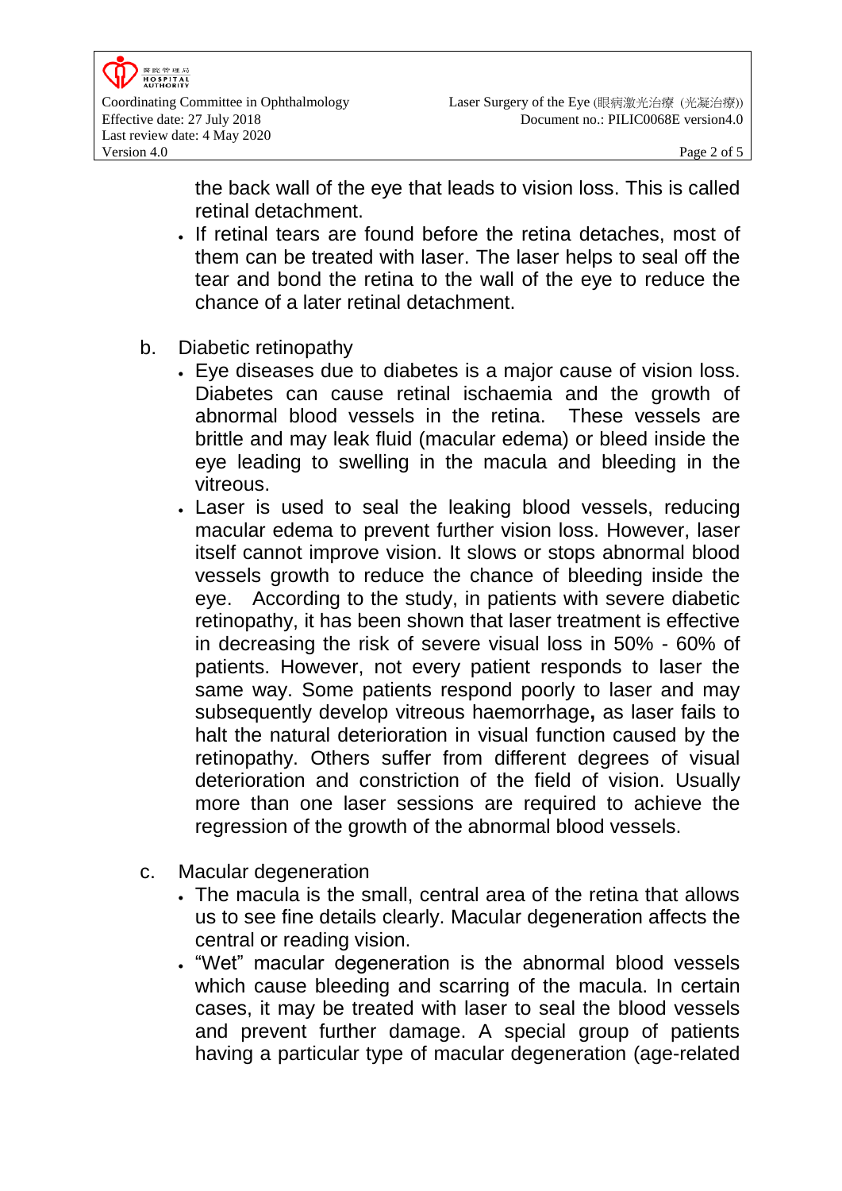the back wall of the eye that leads to vision loss. This is called retinal detachment.

- If retinal tears are found before the retina detaches, most of them can be treated with laser. The laser helps to seal off the tear and bond the retina to the wall of the eye to reduce the chance of a later retinal detachment.

b. Diabetic retinopathy

- Eye diseases due to diabetes is a major cause of vision loss. Diabetes can cause retinal ischaemia and the growth of abnormal blood vessels in the retina. These vessels are brittle and may leak fluid (macular edema) or bleed inside the eye leading to swelling in the macula and bleeding in the vitreous.
- Laser is used to seal the leaking blood vessels, reducing macular edema to prevent further vision loss. However, laser itself cannot improve vision. It slows or stops abnormal blood vessels growth to reduce the chance of bleeding inside the eye. According to the study, in patients with severe diabetic retinopathy, it has been shown that laser treatment is effective in decreasing the risk of severe visual loss in 50% - 60% of patients. However, not every patient responds to laser the same way. Some patients respond poorly to laser and may subsequently develop vitreous haemorrhage**,** as laser fails to halt the natural deterioration in visual function caused by the retinopathy. Others suffer from different degrees of visual deterioration and constriction of the field of vision. Usually more than one laser sessions are required to achieve the regression of the growth of the abnormal blood vessels.

c. Macular degeneration

- The macula is the small, central area of the retina that allows us to see fine details clearly. Macular degeneration affects the central or reading vision.
- "Wet" macular degeneration is the abnormal blood vessels which cause bleeding and scarring of the macula. In certain cases, it may be treated with laser to seal the blood vessels and prevent further damage. A special group of patients having a particular type of macular degeneration (age-related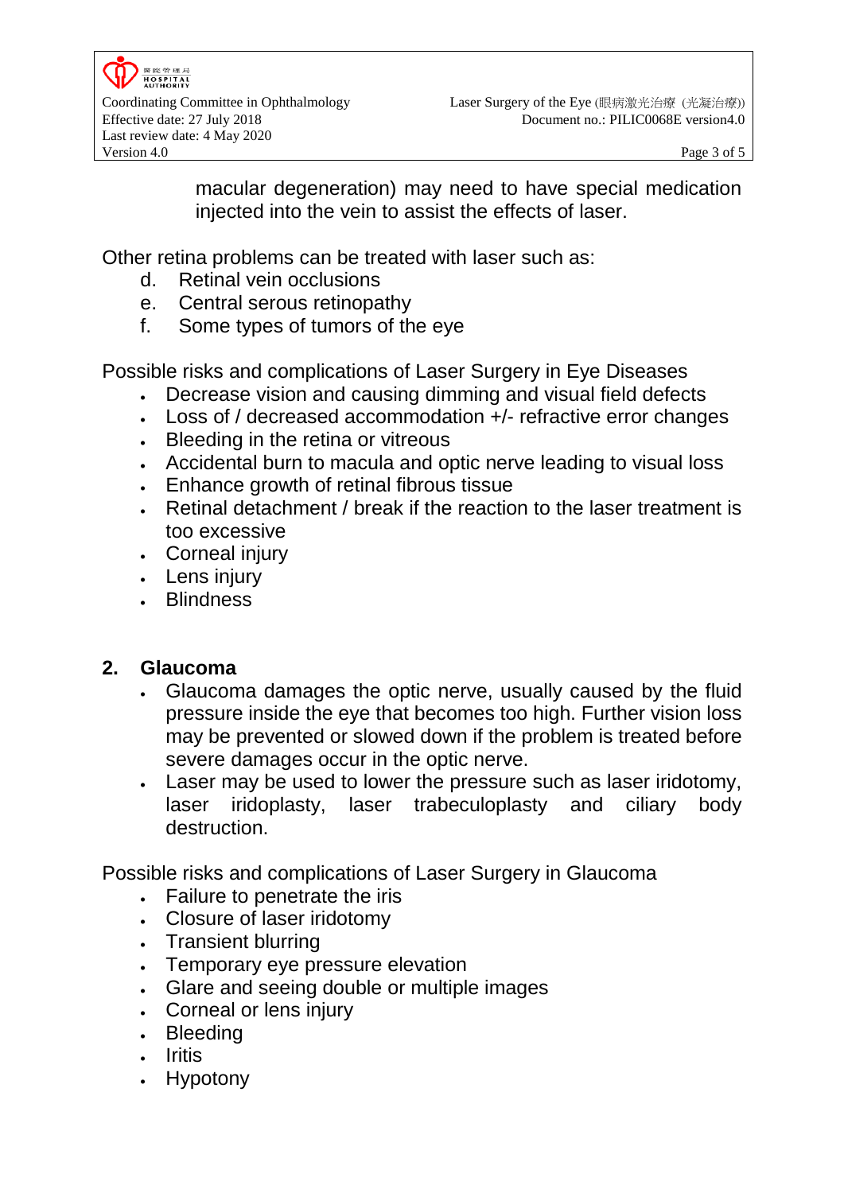macular degeneration) may need to have special medication injected into the vein to assist the effects of laser.

Other retina problems can be treated with laser such as:

d. Retinal vein occlusions
e. Central serous retinopathy
f. Some types of tumors of the eye

Possible risks and complications of Laser Surgery in Eye Diseases

- Decrease vision and causing dimming and visual field defects
- Loss of / decreased accommodation +/- refractive error changes
- Bleeding in the retina or vitreous
- Accidental burn to macula and optic nerve leading to visual loss
- Enhance growth of retinal fibrous tissue
- Retinal detachment / break if the reaction to the laser treatment is too excessive
- Corneal injury
- Lens injury
- Blindness

## 2. Glaucoma

- Glaucoma damages the optic nerve, usually caused by the fluid pressure inside the eye that becomes too high. Further vision loss may be prevented or slowed down if the problem is treated before severe damages occur in the optic nerve.
- Laser may be used to lower the pressure such as laser iridotomy, laser iridoplasty, laser trabeculoplasty and ciliary body destruction.

Possible risks and complications of Laser Surgery in Glaucoma

- Failure to penetrate the iris
- Closure of laser iridotomy
- Transient blurring
- Temporary eye pressure elevation
- Glare and seeing double or multiple images
- Corneal or lens injury
- Bleeding
- Iritis
- Hypotony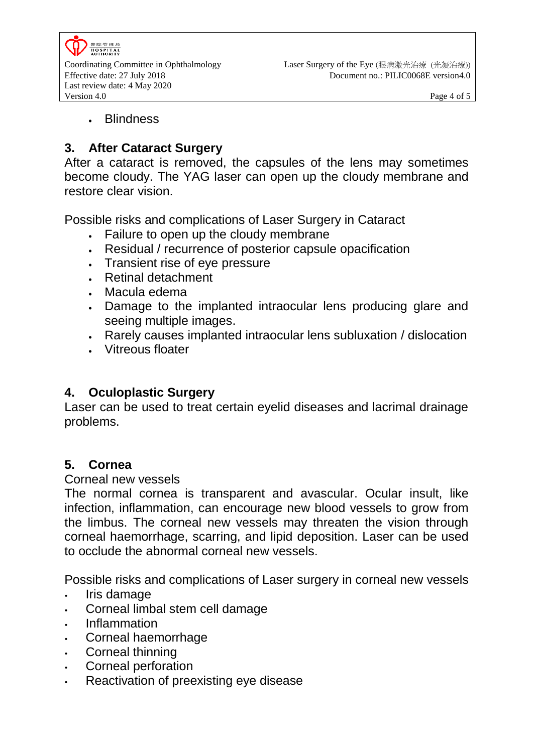- Blindness

## 3. After Cataract Surgery

After a cataract is removed, the capsules of the lens may sometimes become cloudy. The YAG laser can open up the cloudy membrane and restore clear vision.

Possible risks and complications of Laser Surgery in Cataract

- Failure to open up the cloudy membrane
- Residual / recurrence of posterior capsule opacification
- Transient rise of eye pressure
- Retinal detachment
- Macula edema
- Damage to the implanted intraocular lens producing glare and seeing multiple images.
- Rarely causes implanted intraocular lens subluxation / dislocation
- Vitreous floater

## 4. Oculoplastic Surgery

Laser can be used to treat certain eyelid diseases and lacrimal drainage problems.

## 5. Cornea

Corneal new vessels

The normal cornea is transparent and avascular. Ocular insult, like infection, inflammation, can encourage new blood vessels to grow from the limbus. The corneal new vessels may threaten the vision through corneal haemorrhage, scarring, and lipid deposition. Laser can be used to occlude the abnormal corneal new vessels.

Possible risks and complications of Laser surgery in corneal new vessels

- Iris damage
- Corneal limbal stem cell damage
- Inflammation
- Corneal haemorrhage
- Corneal thinning
- Corneal perforation
- Reactivation of preexisting eye disease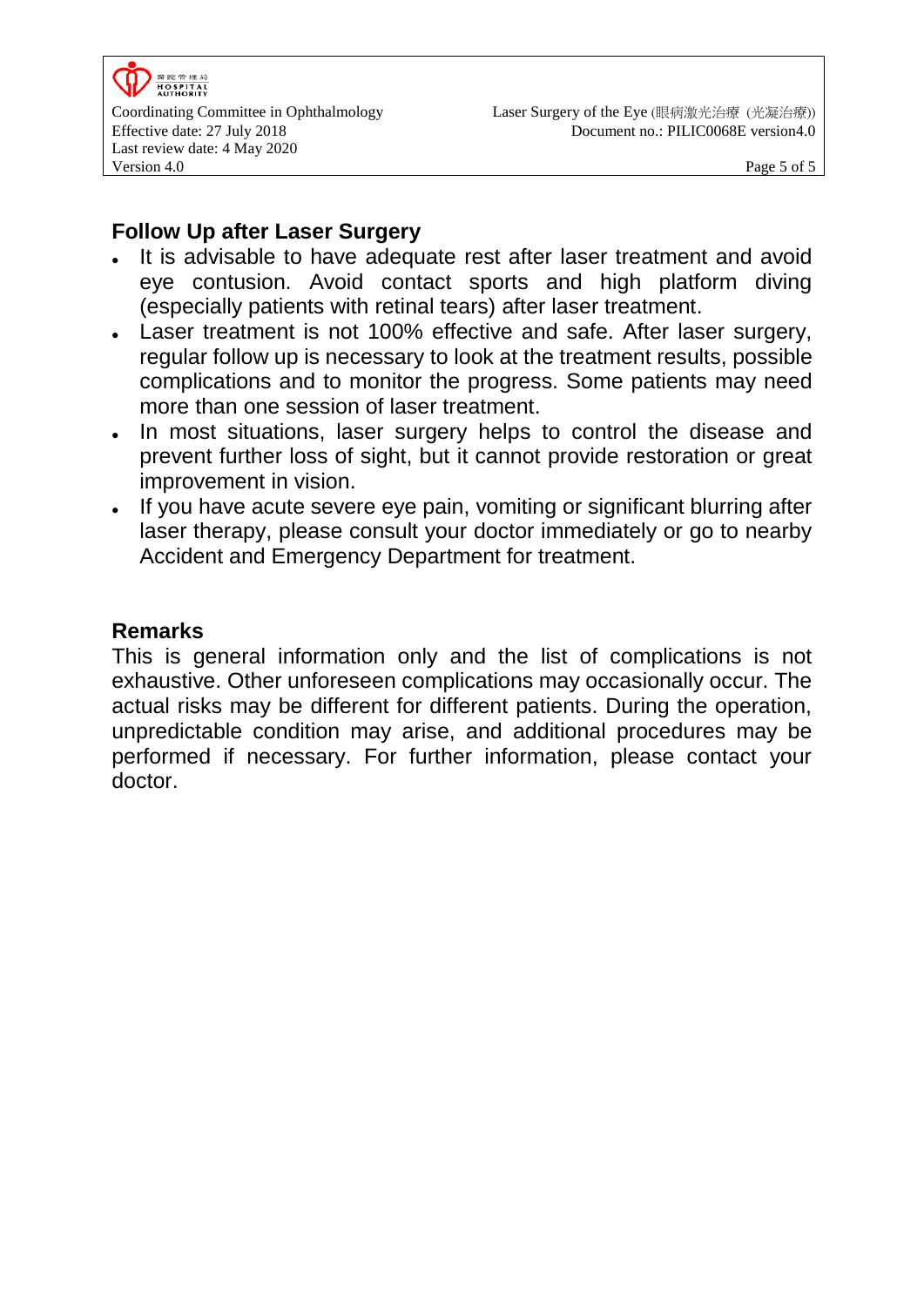## Follow Up after Laser Surgery

- It is advisable to have adequate rest after laser treatment and avoid eye contusion. Avoid contact sports and high platform diving (especially patients with retinal tears) after laser treatment.
- Laser treatment is not 100% effective and safe. After laser surgery, regular follow up is necessary to look at the treatment results, possible complications and to monitor the progress. Some patients may need more than one session of laser treatment.
- In most situations, laser surgery helps to control the disease and prevent further loss of sight, but it cannot provide restoration or great improvement in vision.
- If you have acute severe eye pain, vomiting or significant blurring after laser therapy, please consult your doctor immediately or go to nearby Accident and Emergency Department for treatment.

## Remarks

This is general information only and the list of complications is not exhaustive. Other unforeseen complications may occasionally occur. The actual risks may be different for different patients. During the operation, unpredictable condition may arise, and additional procedures may be performed if necessary. For further information, please contact your doctor.